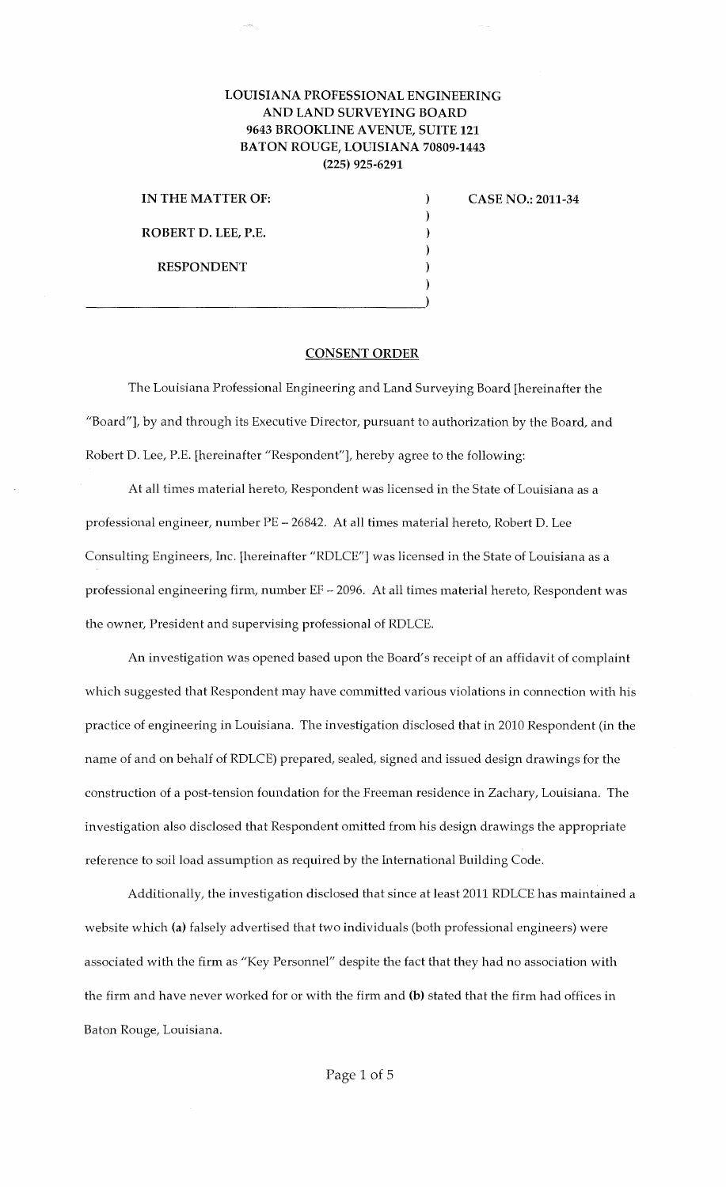**LOUISIANA PROFESSIONAL ENGINEERING AND LAND SURVEYING BOARD**
**9643 BROOKLINE AVENUE, SUITE 121**
**BATON ROUGE, LOUISIANA 70809-1443**
**(225) 925-6291**

**IN THE MATTER OF:**

**ROBERT D. LEE, P.E.**

**RESPONDENT**

**CASE NO.: 2011-34**

## CONSENT ORDER

The Louisiana Professional Engineering and Land Surveying Board [hereinafter the "Board"], by and through its Executive Director, pursuant to authorization by the Board, and Robert D. Lee, P.E. [hereinafter "Respondent"], hereby agree to the following:

At all times material hereto, Respondent was licensed in the State of Louisiana as a professional engineer, number PE – 26842. At all times material hereto, Robert D. Lee Consulting Engineers, Inc. [hereinafter "RDLCE"] was licensed in the State of Louisiana as a professional engineering firm, number EF – 2096. At all times material hereto, Respondent was the owner, President and supervising professional of RDLCE.

An investigation was opened based upon the Board's receipt of an affidavit of complaint which suggested that Respondent may have committed various violations in connection with his practice of engineering in Louisiana. The investigation disclosed that in 2010 Respondent (in the name of and on behalf of RDLCE) prepared, sealed, signed and issued design drawings for the construction of a post-tension foundation for the Freeman residence in Zachary, Louisiana. The investigation also disclosed that Respondent omitted from his design drawings the appropriate reference to soil load assumption as required by the International Building Code.

Additionally, the investigation disclosed that since at least 2011 RDLCE has maintained a website which **(a)** falsely advertised that two individuals (both professional engineers) were associated with the firm as "Key Personnel" despite the fact that they had no association with the firm and have never worked for or with the firm and **(b)** stated that the firm had offices in Baton Rouge, Louisiana.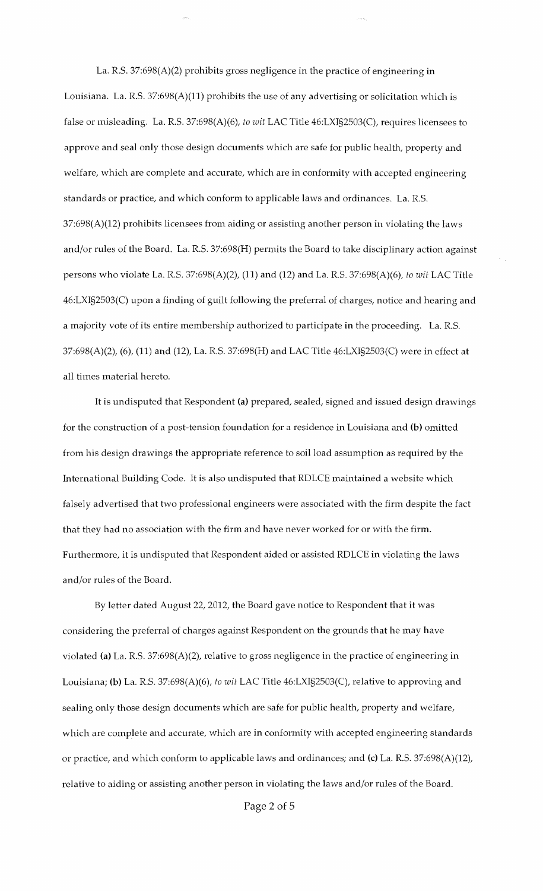La. R.S. 37:698(A)(2) prohibits gross negligence in the practice of engineering in Louisiana. La. R.S. 37:698(A)(11) prohibits the use of any advertising or solicitation which is false or misleading. La. R.S. 37:698(A)(6), *to wit* LAC Title 46:LXI§2503(C), requires licensees to approve and seal only those design documents which are safe for public health, property and welfare, which are complete and accurate, which are in conformity with accepted engineering standards or practice, and which conform to applicable laws and ordinances. La. R.S. 37:698(A)(12) prohibits licensees from aiding or assisting another person in violating the laws and/or rules of the Board. La. R.S. 37:698(H) permits the Board to take disciplinary action against persons who violate La. R.S. 37:698(A)(2), (11) and (12) and La. R.S. 37:698(A)(6), *to wit* LAC Title 46:LXI§2503(C) upon a finding of guilt following the preferral of charges, notice and hearing and a majority vote of its entire membership authorized to participate in the proceeding. La. R.S. 37:698(A)(2), (6), (11) and (12), La. R.S. 37:698(H) and LAC Title 46:LXI§2503(C) were in effect at all times material hereto.

It is undisputed that Respondent **(a)** prepared, sealed, signed and issued design drawings for the construction of a post-tension foundation for a residence in Louisiana and **(b)** omitted from his design drawings the appropriate reference to soil load assumption as required by the International Building Code. It is also undisputed that RDLCE maintained a website which falsely advertised that two professional engineers were associated with the firm despite the fact that they had no association with the firm and have never worked for or with the firm. Furthermore, it is undisputed that Respondent aided or assisted RDLCE in violating the laws and/or rules of the Board.

By letter dated August 22, 2012, the Board gave notice to Respondent that it was considering the preferral of charges against Respondent on the grounds that he may have violated **(a)** La. R.S. 37:698(A)(2), relative to gross negligence in the practice of engineering in Louisiana; **(b)** La. R.S. 37:698(A)(6), *to wit* LAC Title 46:LXI§2503(C), relative to approving and sealing only those design documents which are safe for public health, property and welfare, which are complete and accurate, which are in conformity with accepted engineering standards or practice, and which conform to applicable laws and ordinances; and **(c)** La. R.S. 37:698(A)(12), relative to aiding or assisting another person in violating the laws and/or rules of the Board.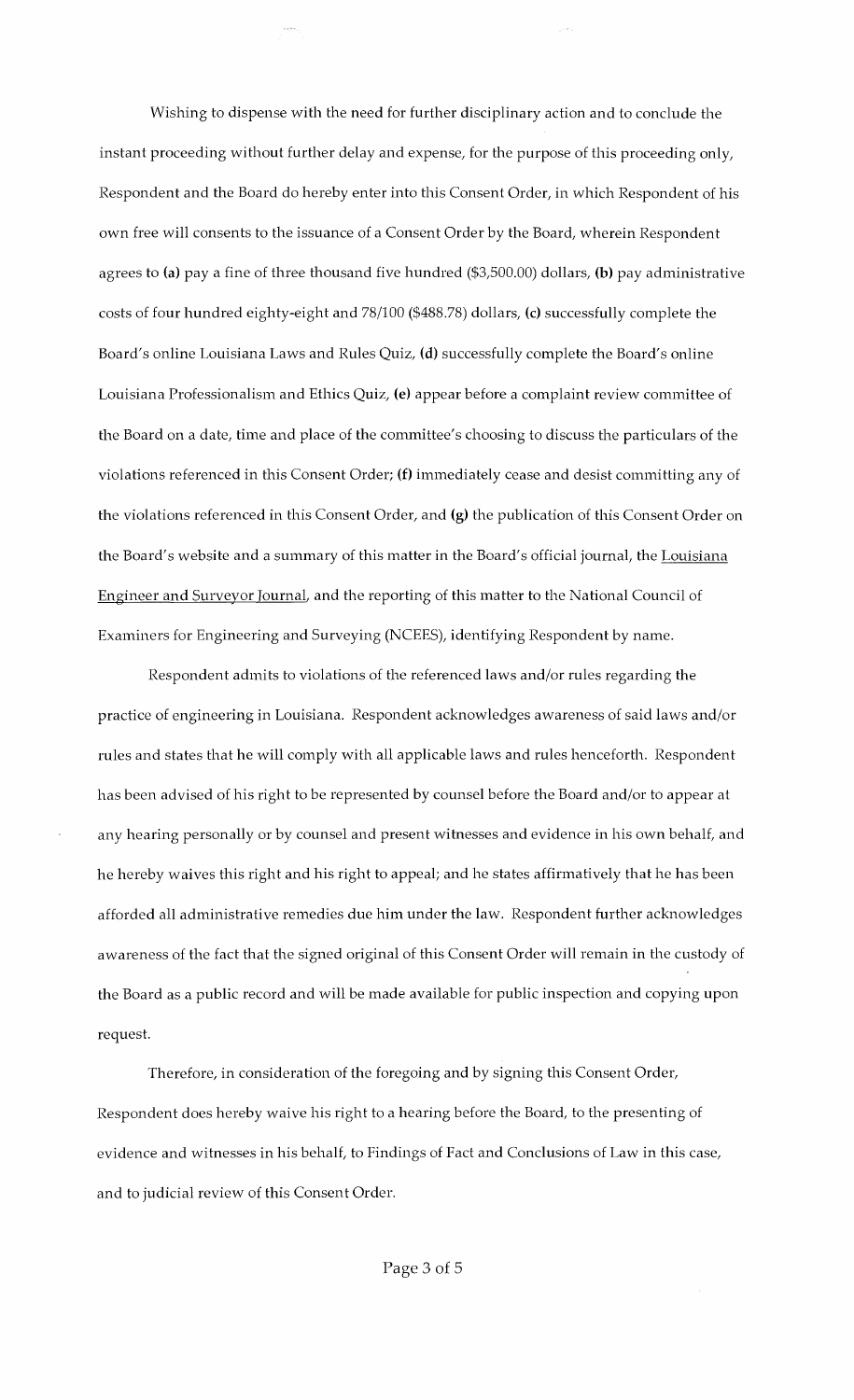Wishing to dispense with the need for further disciplinary action and to conclude the instant proceeding without further delay and expense, for the purpose of this proceeding only, Respondent and the Board do hereby enter into this Consent Order, in which Respondent of his own free will consents to the issuance of a Consent Order by the Board, wherein Respondent agrees to **(a)** pay a fine of three thousand five hundred ($3,500.00) dollars, **(b)** pay administrative costs of four hundred eighty-eight and 78/100 ($488.78) dollars, **(c)** successfully complete the Board's online Louisiana Laws and Rules Quiz, **(d)** successfully complete the Board's online Louisiana Professionalism and Ethics Quiz, **(e)** appear before a complaint review committee of the Board on a date, time and place of the committee's choosing to discuss the particulars of the violations referenced in this Consent Order; **(f)** immediately cease and desist committing any of the violations referenced in this Consent Order, and **(g)** the publication of this Consent Order on the Board's website and a summary of this matter in the Board's official journal, the Louisiana Engineer and Surveyor Journal, and the reporting of this matter to the National Council of Examiners for Engineering and Surveying (NCEES), identifying Respondent by name.

Respondent admits to violations of the referenced laws and/or rules regarding the practice of engineering in Louisiana. Respondent acknowledges awareness of said laws and/or rules and states that he will comply with all applicable laws and rules henceforth. Respondent has been advised of his right to be represented by counsel before the Board and/or to appear at any hearing personally or by counsel and present witnesses and evidence in his own behalf, and he hereby waives this right and his right to appeal; and he states affirmatively that he has been afforded all administrative remedies due him under the law. Respondent further acknowledges awareness of the fact that the signed original of this Consent Order will remain in the custody of the Board as a public record and will be made available for public inspection and copying upon request.

Therefore, in consideration of the foregoing and by signing this Consent Order, Respondent does hereby waive his right to a hearing before the Board, to the presenting of evidence and witnesses in his behalf, to Findings of Fact and Conclusions of Law in this case, and to judicial review of this Consent Order.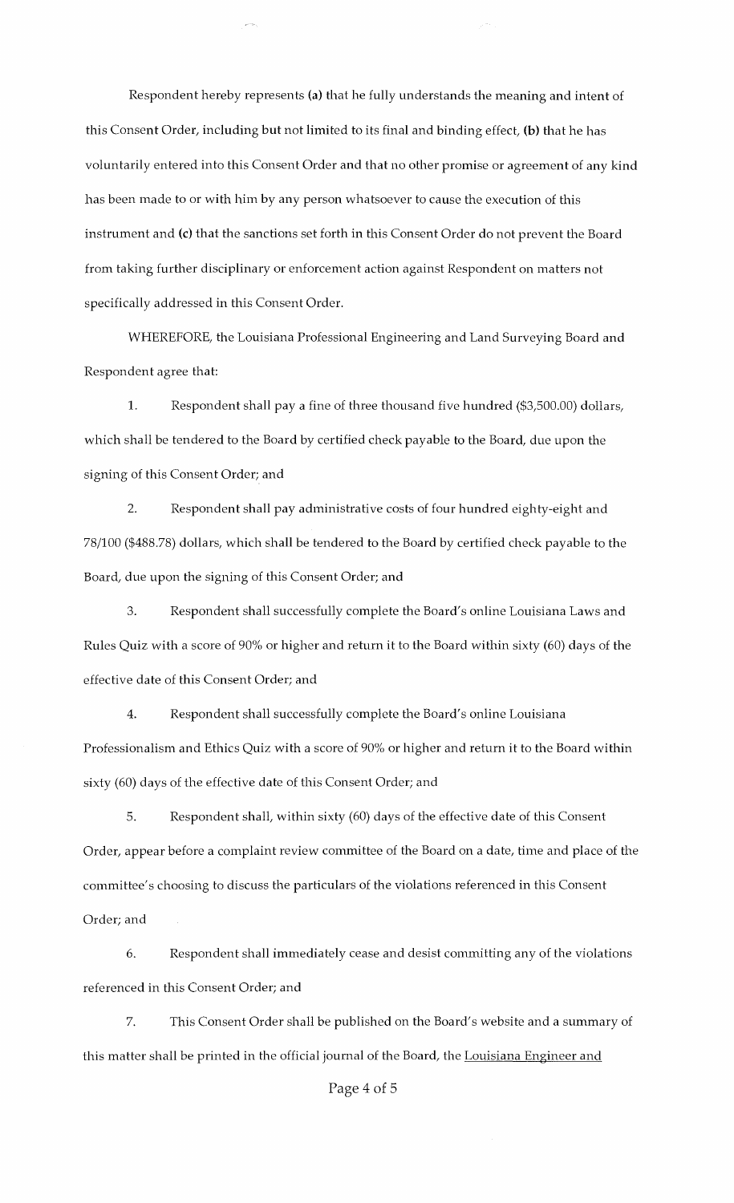Respondent hereby represents **(a)** that he fully understands the meaning and intent of this Consent Order, including but not limited to its final and binding effect, **(b)** that he has voluntarily entered into this Consent Order and that no other promise or agreement of any kind has been made to or with him by any person whatsoever to cause the execution of this instrument and **(c)** that the sanctions set forth in this Consent Order do not prevent the Board from taking further disciplinary or enforcement action against Respondent on matters not specifically addressed in this Consent Order.

WHEREFORE, the Louisiana Professional Engineering and Land Surveying Board and Respondent agree that:

1. Respondent shall pay a fine of three thousand five hundred ($3,500.00) dollars, which shall be tendered to the Board by certified check payable to the Board, due upon the signing of this Consent Order; and

2. Respondent shall pay administrative costs of four hundred eighty-eight and 78/100 ($488.78) dollars, which shall be tendered to the Board by certified check payable to the Board, due upon the signing of this Consent Order; and

3. Respondent shall successfully complete the Board's online Louisiana Laws and Rules Quiz with a score of 90% or higher and return it to the Board within sixty (60) days of the effective date of this Consent Order; and

4. Respondent shall successfully complete the Board's online Louisiana Professionalism and Ethics Quiz with a score of 90% or higher and return it to the Board within sixty (60) days of the effective date of this Consent Order; and

5. Respondent shall, within sixty (60) days of the effective date of this Consent Order, appear before a complaint review committee of the Board on a date, time and place of the committee's choosing to discuss the particulars of the violations referenced in this Consent Order; and

6. Respondent shall immediately cease and desist committing any of the violations referenced in this Consent Order; and

7. This Consent Order shall be published on the Board's website and a summary of this matter shall be printed in the official journal of the Board, the Louisiana Engineer and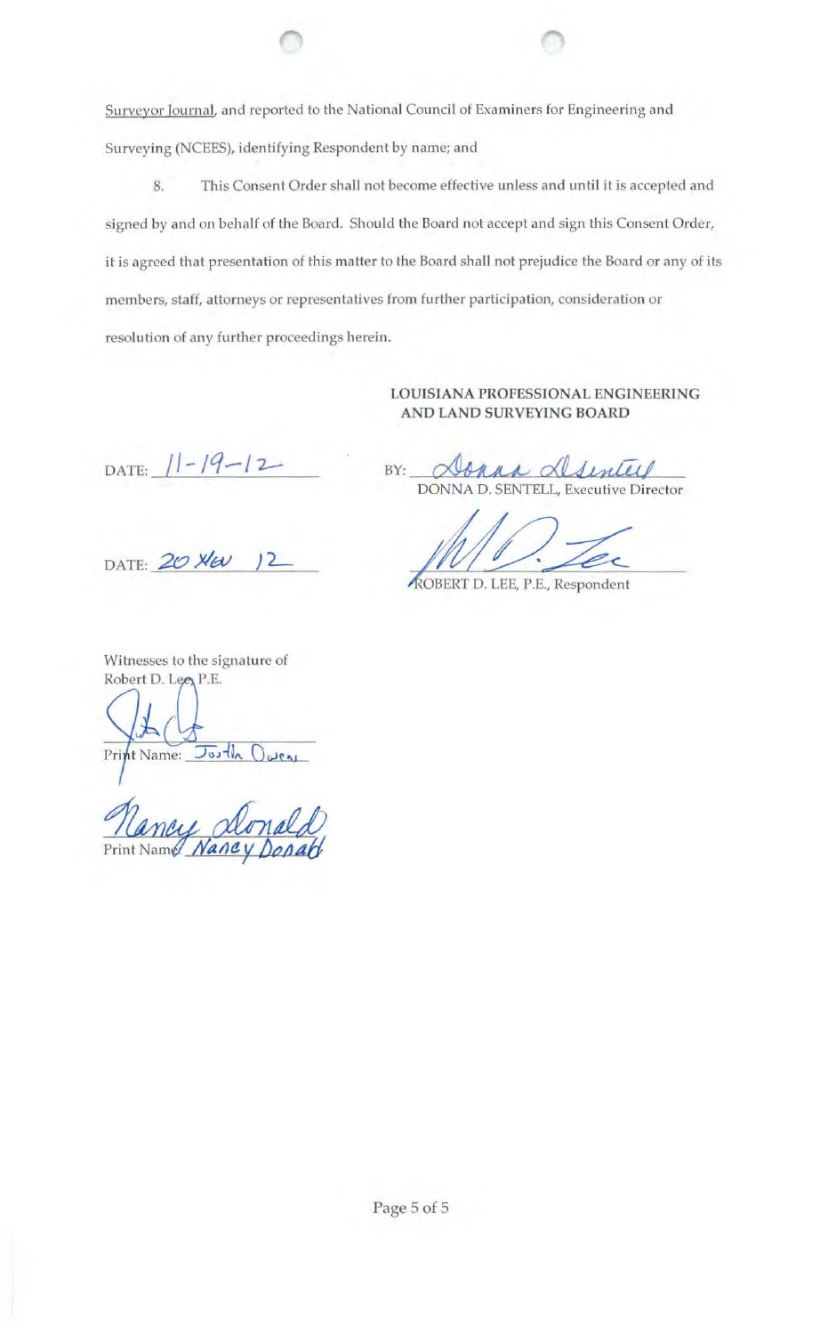Surveyor Journal, and reported to the National Council of Examiners for Engineering and Surveying (NCEES), identifying Respondent by name; and

8. This Consent Order shall not become effective unless and until it is accepted and signed by and on behalf of the Board. Should the Board not accept and sign this Consent Order, it is agreed that presentation of this matter to the Board shall not prejudice the Board or any of its members, staff, attorneys or representatives from further participation, consideration or resolution of any further proceedings herein.

**LOUISIANA PROFESSIONAL ENGINEERING AND LAND SURVEYING BOARD**

DATE: 11-19-12

BY: Donna D. Sentell
DONNA D. SENTELL, Executive Director

DATE: 20 Nov 12

ROBERT D. LEE, P.E., Respondent

Witnesses to the signature of Robert D. Lee, P.E.

Print Name: Justin Owens

Nancy Donald
Print Name: Nancy Donald